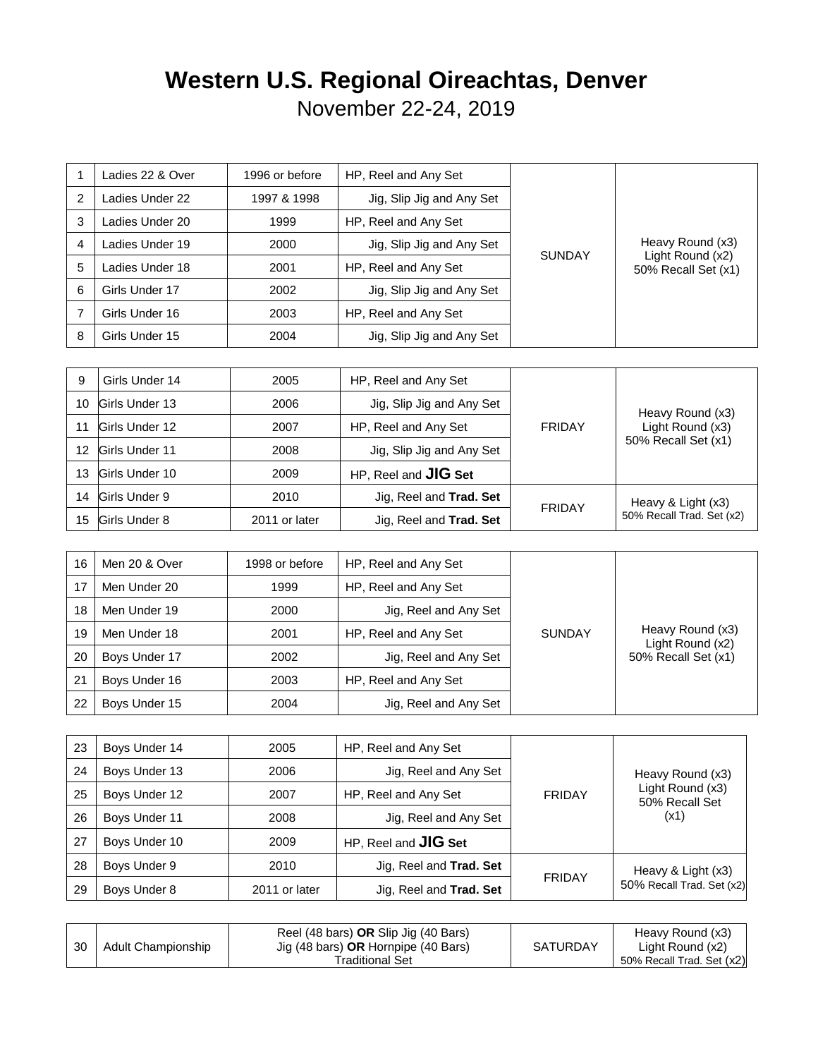# Western U.S. Regional Oireachtas, Denver

November 22-24, 2019

| | | | | | |
|---|---|---|---|---|---|
| 1 | Ladies 22 & Over | 1996 or before | HP, Reel and Any Set | SUNDAY | Heavy Round (x3) Light Round (x2) 50% Recall Set (x1) |
| 2 | Ladies Under 22 | 1997 & 1998 | Jig, Slip Jig and Any Set | | |
| 3 | Ladies Under 20 | 1999 | HP, Reel and Any Set | | |
| 4 | Ladies Under 19 | 2000 | Jig, Slip Jig and Any Set | | |
| 5 | Ladies Under 18 | 2001 | HP, Reel and Any Set | | |
| 6 | Girls Under 17 | 2002 | Jig, Slip Jig and Any Set | | |
| 7 | Girls Under 16 | 2003 | HP, Reel and Any Set | | |
| 8 | Girls Under 15 | 2004 | Jig, Slip Jig and Any Set | | |

| | | | | | |
|---|---|---|---|---|---|
| 9 | Girls Under 14 | 2005 | HP, Reel and Any Set | FRIDAY | Heavy Round (x3) Light Round (x3) 50% Recall Set (x1) |
| 10 | Girls Under 13 | 2006 | Jig, Slip Jig and Any Set | | |
| 11 | Girls Under 12 | 2007 | HP, Reel and Any Set | | |
| 12 | Girls Under 11 | 2008 | Jig, Slip Jig and Any Set | | |
| 13 | Girls Under 10 | 2009 | HP, Reel and **JIG Set** | | |
| 14 | Girls Under 9 | 2010 | Jig, Reel and **Trad. Set** | FRIDAY | Heavy & Light (x3) 50% Recall Trad. Set (x2) |
| 15 | Girls Under 8 | 2011 or later | Jig, Reel and **Trad. Set** | | |

| | | | | | |
|---|---|---|---|---|---|
| 16 | Men 20 & Over | 1998 or before | HP, Reel and Any Set | SUNDAY | Heavy Round (x3) Light Round (x2) 50% Recall Set (x1) |
| 17 | Men Under 20 | 1999 | HP, Reel and Any Set | | |
| 18 | Men Under 19 | 2000 | Jig, Reel and Any Set | | |
| 19 | Men Under 18 | 2001 | HP, Reel and Any Set | | |
| 20 | Boys Under 17 | 2002 | Jig, Reel and Any Set | | |
| 21 | Boys Under 16 | 2003 | HP, Reel and Any Set | | |
| 22 | Boys Under 15 | 2004 | Jig, Reel and Any Set | | |

| | | | | | |
|---|---|---|---|---|---|
| 23 | Boys Under 14 | 2005 | HP, Reel and Any Set | FRIDAY | Heavy Round (x3) Light Round (x3) 50% Recall Set (x1) |
| 24 | Boys Under 13 | 2006 | Jig, Reel and Any Set | | |
| 25 | Boys Under 12 | 2007 | HP, Reel and Any Set | | |
| 26 | Boys Under 11 | 2008 | Jig, Reel and Any Set | | |
| 27 | Boys Under 10 | 2009 | HP, Reel and **JIG Set** | | |
| 28 | Boys Under 9 | 2010 | Jig, Reel and **Trad. Set** | FRIDAY | Heavy & Light (x3) 50% Recall Trad. Set (x2) |
| 29 | Boys Under 8 | 2011 or later | Jig, Reel and **Trad. Set** | | |

| | | | | |
|---|---|---|---|---|
| 30 | Adult Championship | Reel (48 bars) **OR** Slip Jig (40 Bars) Jig (48 bars) **OR** Hornpipe (40 Bars) Traditional Set | SATURDAY | Heavy Round (x3) Light Round (x2) 50% Recall Trad. Set (x2) |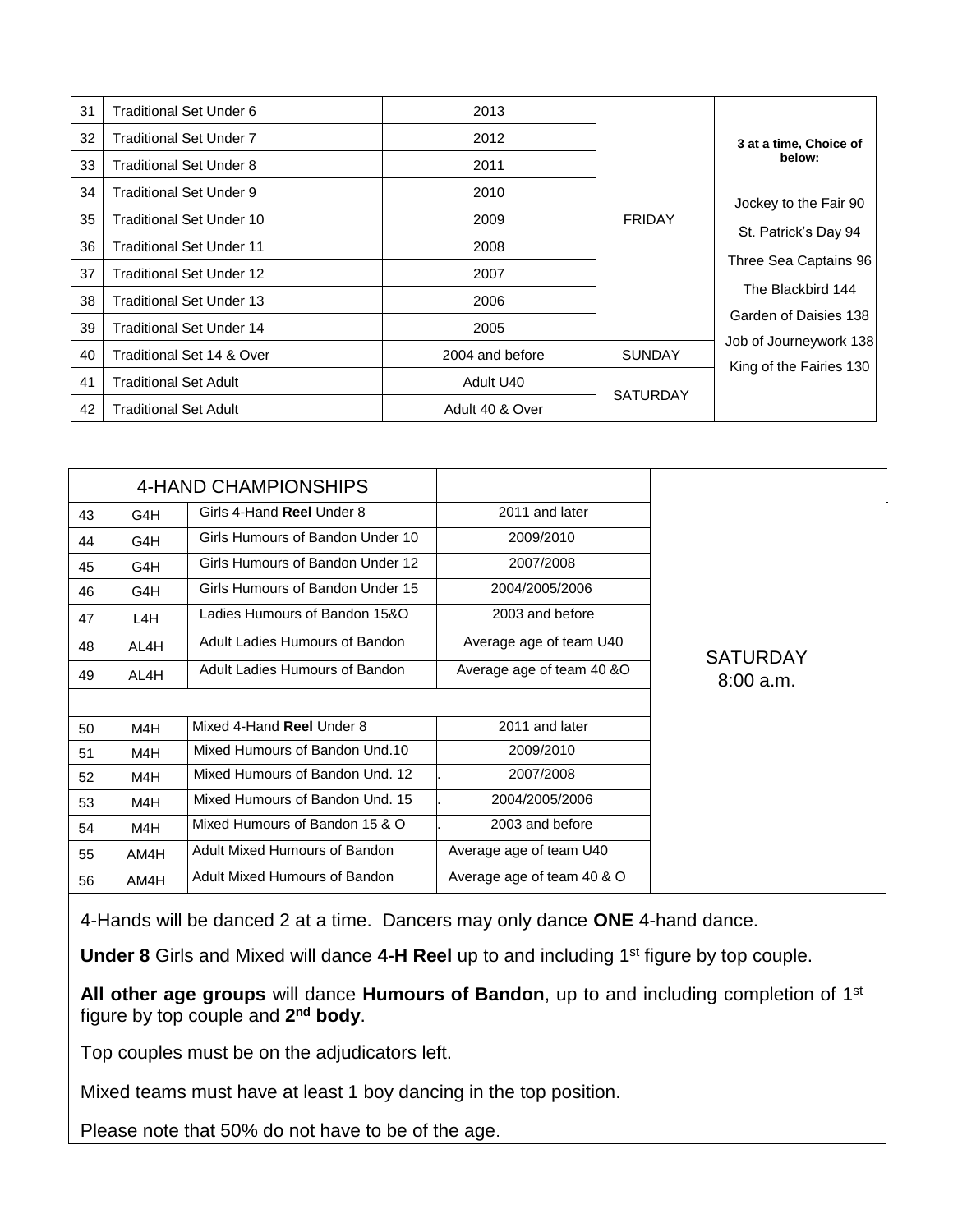| | | | | |
|---|---|---|---|---|
| 31 | Traditional Set Under 6 | 2013 | FRIDAY | **3 at a time, Choice of below:** Jockey to the Fair 90, St. Patrick's Day 94, Three Sea Captains 96, The Blackbird 144, Garden of Daisies 138, Job of Journeywork 138, King of the Fairies 130 |
| 32 | Traditional Set Under 7 | 2012 | | |
| 33 | Traditional Set Under 8 | 2011 | | |
| 34 | Traditional Set Under 9 | 2010 | | |
| 35 | Traditional Set Under 10 | 2009 | | |
| 36 | Traditional Set Under 11 | 2008 | | |
| 37 | Traditional Set Under 12 | 2007 | | |
| 38 | Traditional Set Under 13 | 2006 | | |
| 39 | Traditional Set Under 14 | 2005 | | |
| 40 | Traditional Set 14 & Over | 2004 and before | SUNDAY | |
| 41 | Traditional Set Adult | Adult U40 | SATURDAY | |
| 42 | Traditional Set Adult | Adult 40 & Over | | |

| 4-HAND CHAMPIONSHIPS | | | | |
|---|---|---|---|---|
| 43 | G4H | Girls 4-Hand **Reel** Under 8 | 2011 and later | SATURDAY 8:00 a.m. |
| 44 | G4H | Girls Humours of Bandon Under 10 | 2009/2010 | |
| 45 | G4H | Girls Humours of Bandon Under 12 | 2007/2008 | |
| 46 | G4H | Girls Humours of Bandon Under 15 | 2004/2005/2006 | |
| 47 | L4H | Ladies Humours of Bandon 15&O | 2003 and before | |
| 48 | AL4H | Adult Ladies Humours of Bandon | Average age of team U40 | |
| 49 | AL4H | Adult Ladies Humours of Bandon | Average age of team 40 &O | |
| | | | | |
| 50 | M4H | Mixed 4-Hand **Reel** Under 8 | 2011 and later | |
| 51 | M4H | Mixed Humours of Bandon Und.10 | 2009/2010 | |
| 52 | M4H | Mixed Humours of Bandon Und. 12 | 2007/2008 | |
| 53 | M4H | Mixed Humours of Bandon Und. 15 | 2004/2005/2006 | |
| 54 | M4H | Mixed Humours of Bandon 15 & O | 2003 and before | |
| 55 | AM4H | Adult Mixed Humours of Bandon | Average age of team U40 | |
| 56 | AM4H | Adult Mixed Humours of Bandon | Average age of team 40 & O | |

4-Hands will be danced 2 at a time. Dancers may only dance **ONE** 4-hand dance.

**Under 8** Girls and Mixed will dance **4-H Reel** up to and including 1st figure by top couple.

**All other age groups** will dance **Humours of Bandon**, up to and including completion of 1st figure by top couple and **2nd body**.

Top couples must be on the adjudicators left.

Mixed teams must have at least 1 boy dancing in the top position.

Please note that 50% do not have to be of the age.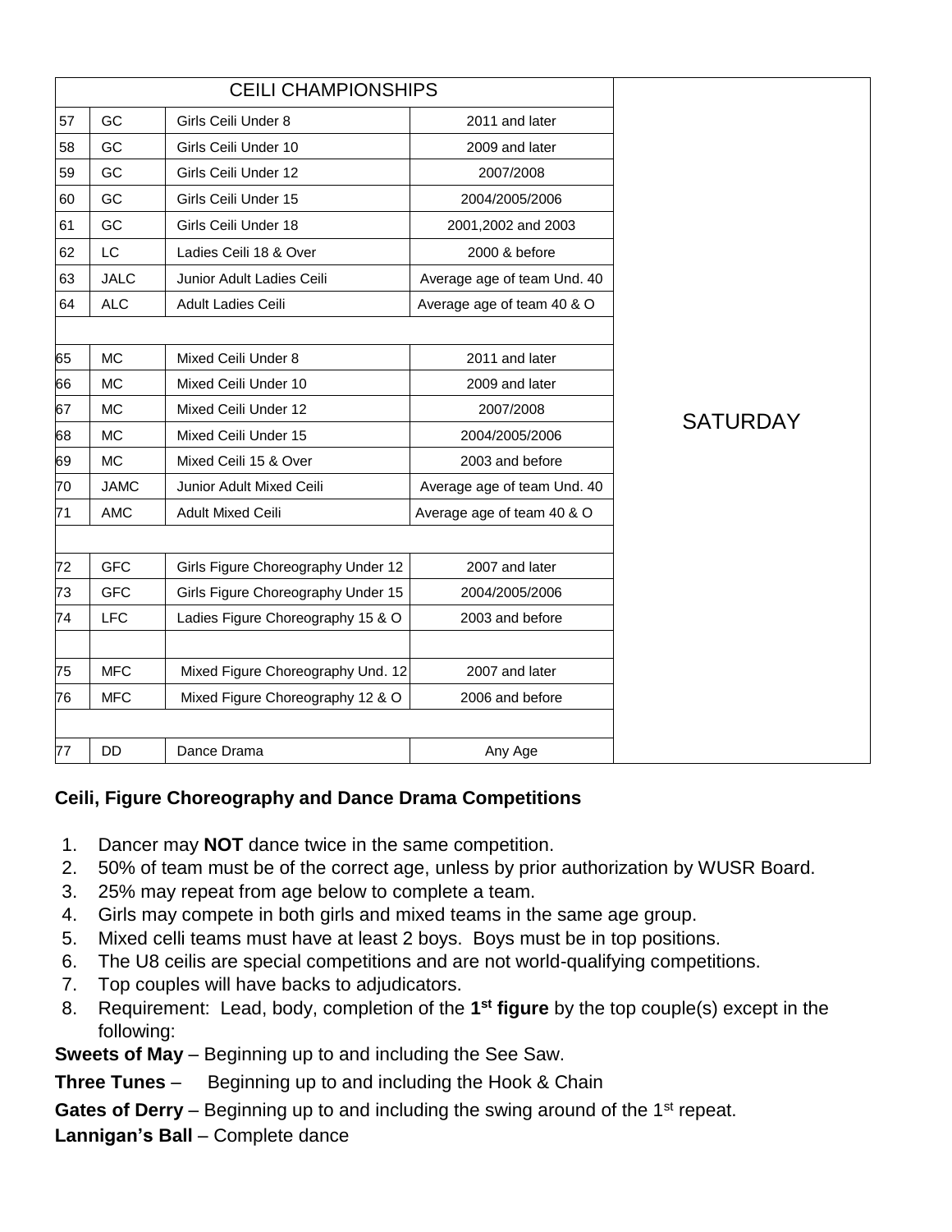| CEILI CHAMPIONSHIPS | | | | |
|---|---|---|---|---|
| 57 | GC | Girls Ceili Under 8 | 2011 and later | SATURDAY |
| 58 | GC | Girls Ceili Under 10 | 2009 and later | |
| 59 | GC | Girls Ceili Under 12 | 2007/2008 | |
| 60 | GC | Girls Ceili Under 15 | 2004/2005/2006 | |
| 61 | GC | Girls Ceili Under 18 | 2001,2002 and 2003 | |
| 62 | LC | Ladies Ceili 18 & Over | 2000 & before | |
| 63 | JALC | Junior Adult Ladies Ceili | Average age of team Und. 40 | |
| 64 | ALC | Adult Ladies Ceili | Average age of team 40 & O | |
| | | | | |
| 65 | MC | Mixed Ceili Under 8 | 2011 and later | |
| 66 | MC | Mixed Ceili Under 10 | 2009 and later | |
| 67 | MC | Mixed Ceili Under 12 | 2007/2008 | |
| 68 | MC | Mixed Ceili Under 15 | 2004/2005/2006 | |
| 69 | MC | Mixed Ceili 15 & Over | 2003 and before | |
| 70 | JAMC | Junior Adult Mixed Ceili | Average age of team Und. 40 | |
| 71 | AMC | Adult Mixed Ceili | Average age of team 40 & O | |
| | | | | |
| 72 | GFC | Girls Figure Choreography Under 12 | 2007 and later | |
| 73 | GFC | Girls Figure Choreography Under 15 | 2004/2005/2006 | |
| 74 | LFC | Ladies Figure Choreography 15 & O | 2003 and before | |
| | | | | |
| 75 | MFC | Mixed Figure Choreography Und. 12 | 2007 and later | |
| 76 | MFC | Mixed Figure Choreography 12 & O | 2006 and before | |
| | | | | |
| 77 | DD | Dance Drama | Any Age | |

**Ceili, Figure Choreography and Dance Drama Competitions**

1. Dancer may **NOT** dance twice in the same competition.
2. 50% of team must be of the correct age, unless by prior authorization by WUSR Board.
3. 25% may repeat from age below to complete a team.
4. Girls may compete in both girls and mixed teams in the same age group.
5. Mixed celli teams must have at least 2 boys. Boys must be in top positions.
6. The U8 ceilis are special competitions and are not world-qualifying competitions.
7. Top couples will have backs to adjudicators.
8. Requirement: Lead, body, completion of the **1st figure** by the top couple(s) except in the following:

**Sweets of May** – Beginning up to and including the See Saw.

**Three Tunes** – Beginning up to and including the Hook & Chain

**Gates of Derry** – Beginning up to and including the swing around of the 1st repeat.

**Lannigan's Ball** – Complete dance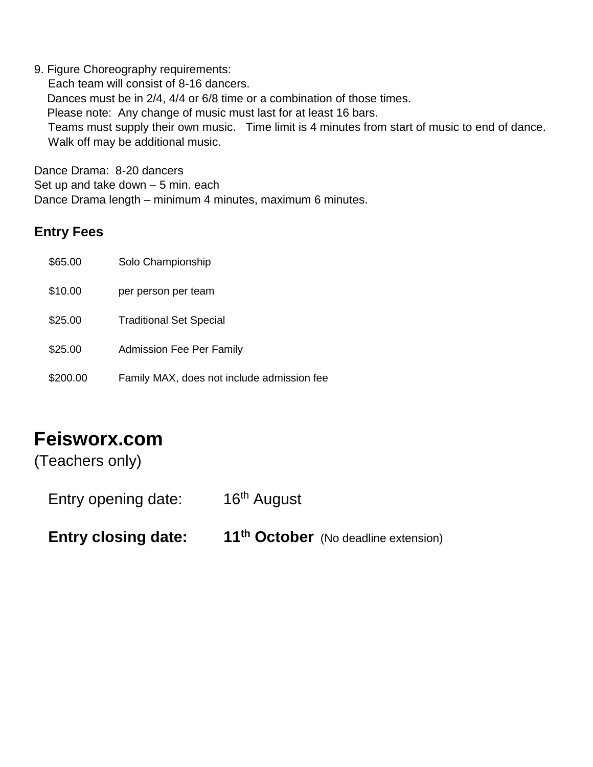9. Figure Choreography requirements:
   Each team will consist of 8-16 dancers.
   Dances must be in 2/4, 4/4 or 6/8 time or a combination of those times.
   Please note: Any change of music must last for at least 16 bars.
   Teams must supply their own music. Time limit is 4 minutes from start of music to end of dance.
   Walk off may be additional music.

Dance Drama: 8-20 dancers
Set up and take down – 5 min. each
Dance Drama length – minimum 4 minutes, maximum 6 minutes.

### Entry Fees

| | |
|---|---|
| $65.00 | Solo Championship |
| $10.00 | per person per team |
| $25.00 | Traditional Set Special |
| $25.00 | Admission Fee Per Family |
| $200.00 | Family MAX, does not include admission fee |

# Feisworx.com

(Teachers only)

Entry opening date: 16th August

**Entry closing date: 11th October** (No deadline extension)